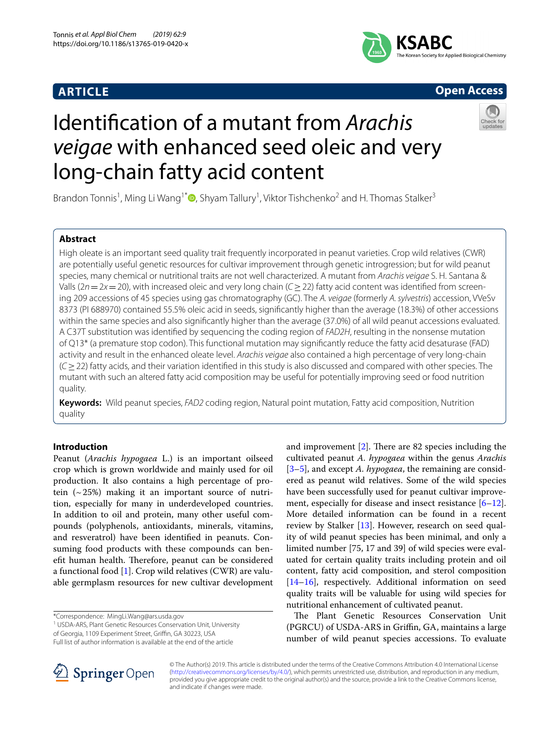**ARTICLE**

**Open Access**

# Identification of a mutant from *Arachis veigae* with enhanced seed oleic and very long-chain fatty acid content

Brandon Tonnis[1], Ming Li Wang[1*], Shyam Tallury[1], Viktor Tishchenko[2] and H. Thomas Stalker[3]

## Abstract

High oleate is an important seed quality trait frequently incorporated in peanut varieties. Crop wild relatives (CWR) are potentially useful genetic resources for cultivar improvement through genetic introgression; but for wild peanut species, many chemical or nutritional traits are not well characterized. A mutant from *Arachis veigae* S. H. Santana & Valls ($2n = 2x = 20$), with increased oleic and very long chain ($C \geq 22$) fatty acid content was identified from screening 209 accessions of 45 species using gas chromatography (GC). The *A. veigae* (formerly *A. sylvestris*) accession, VVeSv 8373 (PI 688970) contained 55.5% oleic acid in seeds, significantly higher than the average (18.3%) of other accessions within the same species and also significantly higher than the average (37.0%) of all wild peanut accessions evaluated. A C37T substitution was identified by sequencing the coding region of *FAD2H*, resulting in the nonsense mutation of Q13* (a premature stop codon). This functional mutation may significantly reduce the fatty acid desaturase (FAD) activity and result in the enhanced oleate level. *Arachis veigae* also contained a high percentage of very long-chain ($C \geq 22$) fatty acids, and their variation identified in this study is also discussed and compared with other species. The mutant with such an altered fatty acid composition may be useful for potentially improving seed or food nutrition quality.

**Keywords:** Wild peanut species, *FAD2* coding region, Natural point mutation, Fatty acid composition, Nutrition quality

## Introduction

Peanut (*Arachis hypogaea* L.) is an important oilseed crop which is grown worldwide and mainly used for oil production. It also contains a high percentage of protein (~25%) making it an important source of nutrition, especially for many in underdeveloped countries. In addition to oil and protein, many other useful compounds (polyphenols, antioxidants, minerals, vitamins, and resveratrol) have been identified in peanuts. Consuming food products with these compounds can benefit human health. Therefore, peanut can be considered a functional food [1]. Crop wild relatives (CWR) are valuable germplasm resources for new cultivar development and improvement [2]. There are 82 species including the cultivated peanut *A. hypogaea* within the genus *Arachis* [3–5], and except *A. hypogaea*, the remaining are considered as peanut wild relatives. Some of the wild species have been successfully used for peanut cultivar improvement, especially for disease and insect resistance [6–12]. More detailed information can be found in a recent review by Stalker [13]. However, research on seed quality of wild peanut species has been minimal, and only a limited number [75, 17 and 39] of wild species were evaluated for certain quality traits including protein and oil content, fatty acid composition, and sterol composition [14–16], respectively. Additional information on seed quality traits will be valuable for using wild species for nutritional enhancement of cultivated peanut.

The Plant Genetic Resources Conservation Unit (PGRCU) of USDA-ARS in Griffin, GA, maintains a large number of wild peanut species accessions. To evaluate

*Correspondence: MingLi.Wang@ars.usda.gov
[1] USDA-ARS, Plant Genetic Resources Conservation Unit, University of Georgia, 1109 Experiment Street, Griffin, GA 30223, USA
Full list of author information is available at the end of the article

© The Author(s) 2019. This article is distributed under the terms of the Creative Commons Attribution 4.0 International License (http://creativecommons.org/licenses/by/4.0/), which permits unrestricted use, distribution, and reproduction in any medium, provided you give appropriate credit to the original author(s) and the source, provide a link to the Creative Commons license, and indicate if changes were made.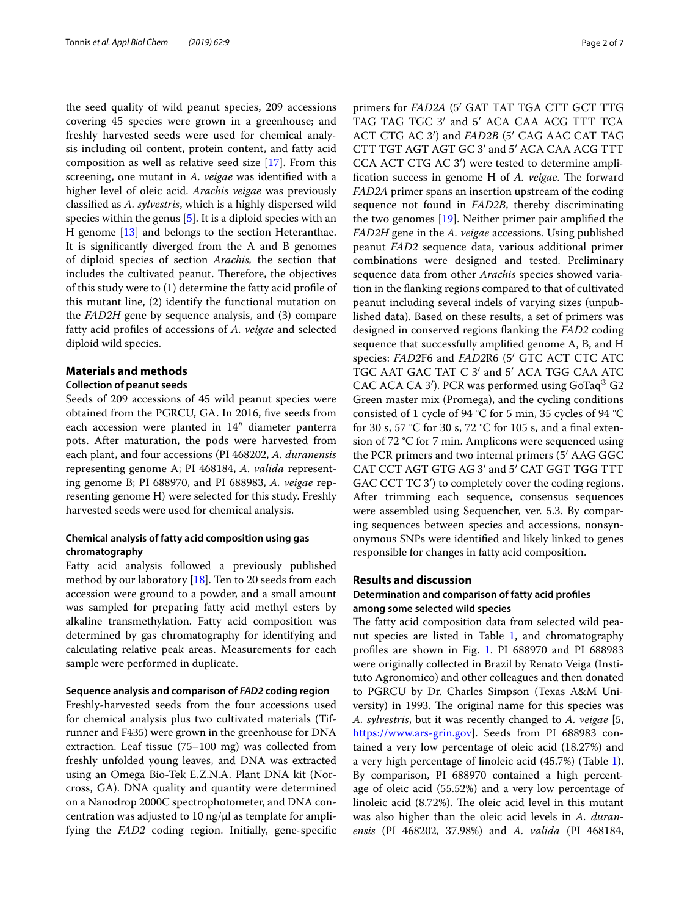the seed quality of wild peanut species, 209 accessions covering 45 species were grown in a greenhouse; and freshly harvested seeds were used for chemical analysis including oil content, protein content, and fatty acid composition as well as relative seed size [17]. From this screening, one mutant in *A. veigae* was identified with a higher level of oleic acid. *Arachis veigae* was previously classified as *A. sylvestris*, which is a highly dispersed wild species within the genus [5]. It is a diploid species with an H genome [13] and belongs to the section Heteranthae. It is significantly diverged from the A and B genomes of diploid species of section *Arachis*, the section that includes the cultivated peanut. Therefore, the objectives of this study were to (1) determine the fatty acid profile of this mutant line, (2) identify the functional mutation on the *FAD2H* gene by sequence analysis, and (3) compare fatty acid profiles of accessions of *A. veigae* and selected diploid wild species.

## Materials and methods

### Collection of peanut seeds

Seeds of 209 accessions of 45 wild peanut species were obtained from the PGRCU, GA. In 2016, five seeds from each accession were planted in 14″ diameter panterra pots. After maturation, the pods were harvested from each plant, and four accessions (PI 468202, *A. duranensis* representing genome A; PI 468184, *A. valida* representing genome B; PI 688970, and PI 688983, *A. veigae* representing genome H) were selected for this study. Freshly harvested seeds were used for chemical analysis.

### Chemical analysis of fatty acid composition using gas chromatography

Fatty acid analysis followed a previously published method by our laboratory [18]. Ten to 20 seeds from each accession were ground to a powder, and a small amount was sampled for preparing fatty acid methyl esters by alkaline transmethylation. Fatty acid composition was determined by gas chromatography for identifying and calculating relative peak areas. Measurements for each sample were performed in duplicate.

### Sequence analysis and comparison of *FAD2* coding region

Freshly-harvested seeds from the four accessions used for chemical analysis plus two cultivated materials (Tifrunner and F435) were grown in the greenhouse for DNA extraction. Leaf tissue (75–100 mg) was collected from freshly unfolded young leaves, and DNA was extracted using an Omega Bio-Tek E.Z.N.A. Plant DNA kit (Norcross, GA). DNA quality and quantity were determined on a Nanodrop 2000C spectrophotometer, and DNA concentration was adjusted to 10 ng/μl as template for amplifying the *FAD2* coding region. Initially, gene-specific primers for *FAD2A* (5′ GAT TAT TGA CTT GCT TTG TAG TAG TGC 3′ and 5′ ACA CAA ACG TTT TCA ACT CTG AC 3′) and *FAD2B* (5′ CAG AAC CAT TAG CTT TGT AGT AGT GC 3′ and 5′ ACA CAA ACG TTT CCA ACT CTG AC 3′) were tested to determine amplification success in genome H of *A. veigae*. The forward *FAD2A* primer spans an insertion upstream of the coding sequence not found in *FAD2B*, thereby discriminating the two genomes [19]. Neither primer pair amplified the *FAD2H* gene in the *A. veigae* accessions. Using published peanut *FAD2* sequence data, various additional primer combinations were designed and tested. Preliminary sequence data from other *Arachis* species showed variation in the flanking regions compared to that of cultivated peanut including several indels of varying sizes (unpublished data). Based on these results, a set of primers was designed in conserved regions flanking the *FAD2* coding sequence that successfully amplified genome A, B, and H species: *FAD2*F6 and *FAD2*R6 (5′ GTC ACT CTC ATC TGC AAT GAC TAT C 3′ and 5′ ACA TGG CAA ATC CAC ACA CA 3′). PCR was performed using GoTaq® G2 Green master mix (Promega), and the cycling conditions consisted of 1 cycle of 94 °C for 5 min, 35 cycles of 94 °C for 30 s, 57 °C for 30 s, 72 °C for 105 s, and a final extension of 72 °C for 7 min. Amplicons were sequenced using the PCR primers and two internal primers (5′ AAG GGC CAT CCT AGT GTG AG 3′ and 5′ CAT GGT TGG TTT GAC CCT TC 3′) to completely cover the coding regions. After trimming each sequence, consensus sequences were assembled using Sequencher, ver. 5.3. By comparing sequences between species and accessions, nonsynonymous SNPs were identified and likely linked to genes responsible for changes in fatty acid composition.

## Results and discussion

### Determination and comparison of fatty acid profiles among some selected wild species

The fatty acid composition data from selected wild peanut species are listed in Table 1, and chromatography profiles are shown in Fig. 1. PI 688970 and PI 688983 were originally collected in Brazil by Renato Veiga (Instituto Agronomico) and other colleagues and then donated to PGRCU by Dr. Charles Simpson (Texas A&M University) in 1993. The original name for this species was *A. sylvestris*, but it was recently changed to *A. veigae* [5, https://www.ars-grin.gov]. Seeds from PI 688983 contained a very low percentage of oleic acid (18.27%) and a very high percentage of linoleic acid (45.7%) (Table 1). By comparison, PI 688970 contained a high percentage of oleic acid (55.52%) and a very low percentage of linoleic acid (8.72%). The oleic acid level in this mutant was also higher than the oleic acid levels in *A. duranensis* (PI 468202, 37.98%) and *A. valida* (PI 468184,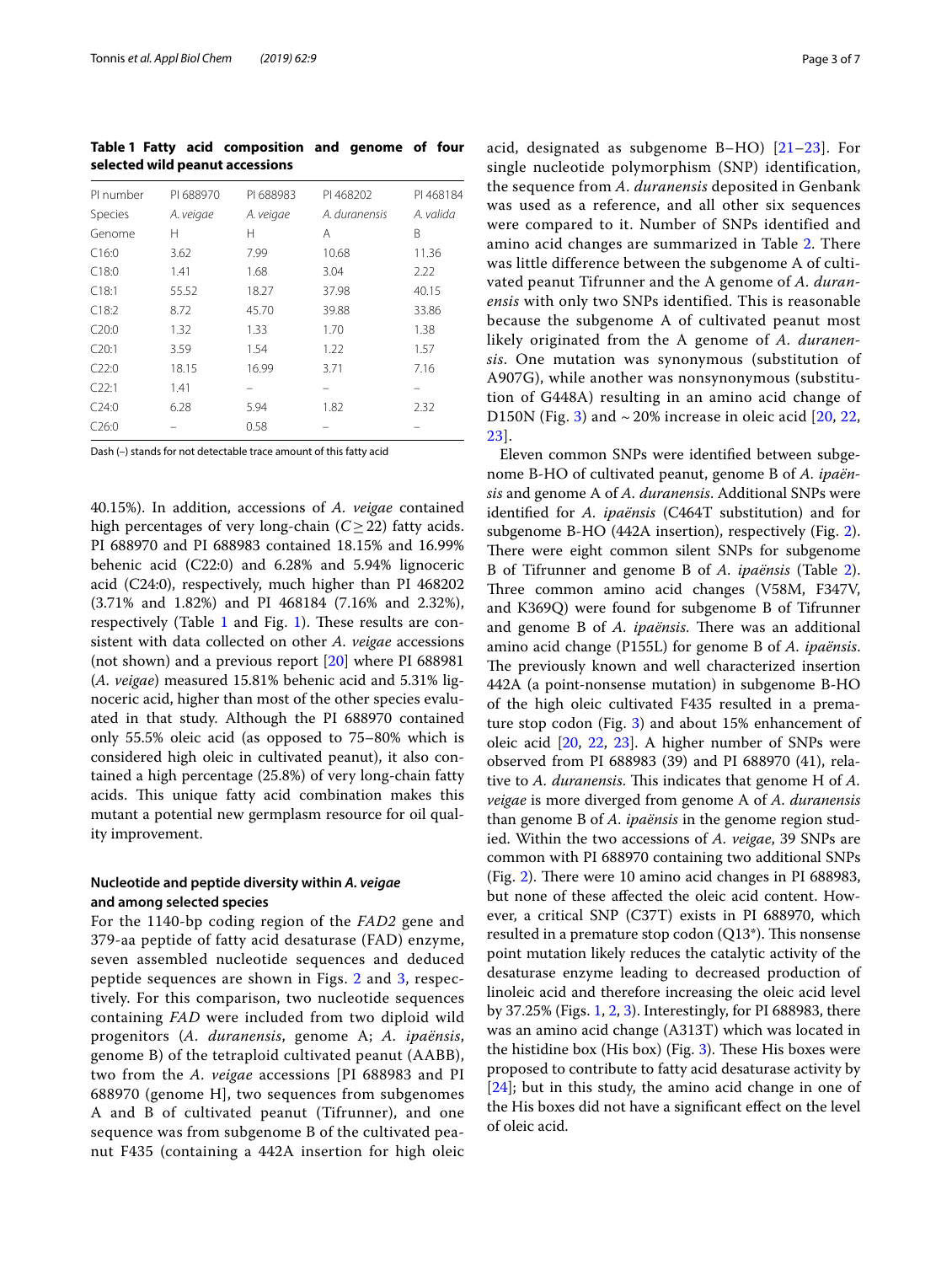**Table 1 Fatty acid composition and genome of four selected wild peanut accessions**

| PI number | PI 688970 | PI 688983 | PI 468202 | PI 468184 |
|---|---|---|---|---|
| Species | *A. veigae* | *A. veigae* | *A. duranensis* | *A. valida* |
| Genome | H | H | A | B |
| C16:0 | 3.62 | 7.99 | 10.68 | 11.36 |
| C18:0 | 1.41 | 1.68 | 3.04 | 2.22 |
| C18:1 | 55.52 | 18.27 | 37.98 | 40.15 |
| C18:2 | 8.72 | 45.70 | 39.88 | 33.86 |
| C20:0 | 1.32 | 1.33 | 1.70 | 1.38 |
| C20:1 | 3.59 | 1.54 | 1.22 | 1.57 |
| C22:0 | 18.15 | 16.99 | 3.71 | 7.16 |
| C22:1 | 1.41 | – | – | – |
| C24:0 | 6.28 | 5.94 | 1.82 | 2.32 |
| C26:0 | – | 0.58 | – | – |

Dash (–) stands for not detectable trace amount of this fatty acid

40.15%). In addition, accessions of *A. veigae* contained high percentages of very long-chain ($C \geq 22$) fatty acids. PI 688970 and PI 688983 contained 18.15% and 16.99% behenic acid (C22:0) and 6.28% and 5.94% lignoceric acid (C24:0), respectively, much higher than PI 468202 (3.71% and 1.82%) and PI 468184 (7.16% and 2.32%), respectively (Table 1 and Fig. 1). These results are consistent with data collected on other *A. veigae* accessions (not shown) and a previous report [20] where PI 688981 (*A. veigae*) measured 15.81% behenic acid and 5.31% lignoceric acid, higher than most of the other species evaluated in that study. Although the PI 688970 contained only 55.5% oleic acid (as opposed to 75–80% which is considered high oleic in cultivated peanut), it also contained a high percentage (25.8%) of very long-chain fatty acids. This unique fatty acid combination makes this mutant a potential new germplasm resource for oil quality improvement.

### Nucleotide and peptide diversity within *A. veigae* and among selected species

For the 1140-bp coding region of the *FAD2* gene and 379-aa peptide of fatty acid desaturase (FAD) enzyme, seven assembled nucleotide sequences and deduced peptide sequences are shown in Figs. 2 and 3, respectively. For this comparison, two nucleotide sequences containing *FAD* were included from two diploid wild progenitors (*A. duranensis*, genome A; *A. ipaënsis*, genome B) of the tetraploid cultivated peanut (AABB), two from the *A. veigae* accessions [PI 688983 and PI 688970 (genome H], two sequences from subgenomes A and B of cultivated peanut (Tifrunner), and one sequence was from subgenome B of the cultivated peanut F435 (containing a 442A insertion for high oleic acid, designated as subgenome B–HO) [21–23]. For single nucleotide polymorphism (SNP) identification, the sequence from *A. duranensis* deposited in Genbank was used as a reference, and all other six sequences were compared to it. Number of SNPs identified and amino acid changes are summarized in Table 2. There was little difference between the subgenome A of cultivated peanut Tifrunner and the A genome of *A. duranensis* with only two SNPs identified. This is reasonable because the subgenome A of cultivated peanut most likely originated from the A genome of *A. duranensis*. One mutation was synonymous (substitution of A907G), while another was nonsynonymous (substitution of G448A) resulting in an amino acid change of D150N (Fig. 3) and ~ 20% increase in oleic acid [20, 22, 23].

Eleven common SNPs were identified between subgenome B-HO of cultivated peanut, genome B of *A. ipaënsis* and genome A of *A. duranensis*. Additional SNPs were identified for *A. ipaënsis* (C464T substitution) and for subgenome B-HO (442A insertion), respectively (Fig. 2). There were eight common silent SNPs for subgenome B of Tifrunner and genome B of *A. ipaënsis* (Table 2). Three common amino acid changes (V58M, F347V, and K369Q) were found for subgenome B of Tifrunner and genome B of *A. ipaënsis*. There was an additional amino acid change (P155L) for genome B of *A. ipaënsis*. The previously known and well characterized insertion 442A (a point-nonsense mutation) in subgenome B-HO of the high oleic cultivated F435 resulted in a premature stop codon (Fig. 3) and about 15% enhancement of oleic acid [20, 22, 23]. A higher number of SNPs were observed from PI 688983 (39) and PI 688970 (41), relative to *A. duranensis*. This indicates that genome H of *A. veigae* is more diverged from genome A of *A. duranensis* than genome B of *A. ipaënsis* in the genome region studied. Within the two accessions of *A. veigae*, 39 SNPs are common with PI 688970 containing two additional SNPs (Fig. 2). There were 10 amino acid changes in PI 688983, but none of these affected the oleic acid content. However, a critical SNP (C37T) exists in PI 688970, which resulted in a premature stop codon (Q13*). This nonsense point mutation likely reduces the catalytic activity of the desaturase enzyme leading to decreased production of linoleic acid and therefore increasing the oleic acid level by 37.25% (Figs. 1, 2, 3). Interestingly, for PI 688983, there was an amino acid change (A313T) which was located in the histidine box (His box) (Fig. 3). These His boxes were proposed to contribute to fatty acid desaturase activity by [24]; but in this study, the amino acid change in one of the His boxes did not have a significant effect on the level of oleic acid.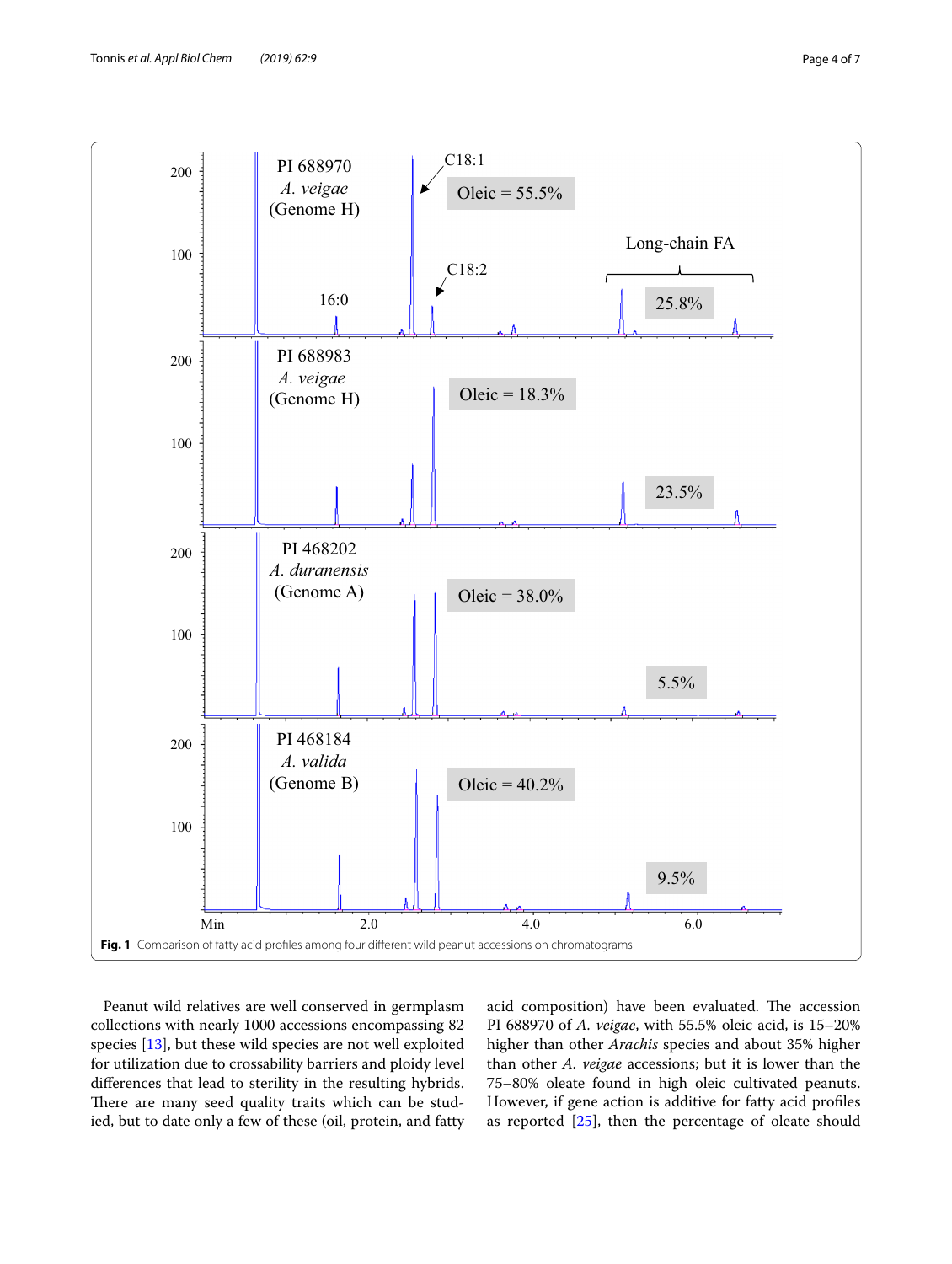**Fig. 1** Comparison of fatty acid profiles among four different wild peanut accessions on chromatograms

Peanut wild relatives are well conserved in germplasm collections with nearly 1000 accessions encompassing 82 species [13], but these wild species are not well exploited for utilization due to crossability barriers and ploidy level differences that lead to sterility in the resulting hybrids. There are many seed quality traits which can be studied, but to date only a few of these (oil, protein, and fatty acid composition) have been evaluated. The accession PI 688970 of *A. veigae*, with 55.5% oleic acid, is 15–20% higher than other *Arachis* species and about 35% higher than other *A. veigae* accessions; but it is lower than the 75–80% oleate found in high oleic cultivated peanuts. However, if gene action is additive for fatty acid profiles as reported [25], then the percentage of oleate should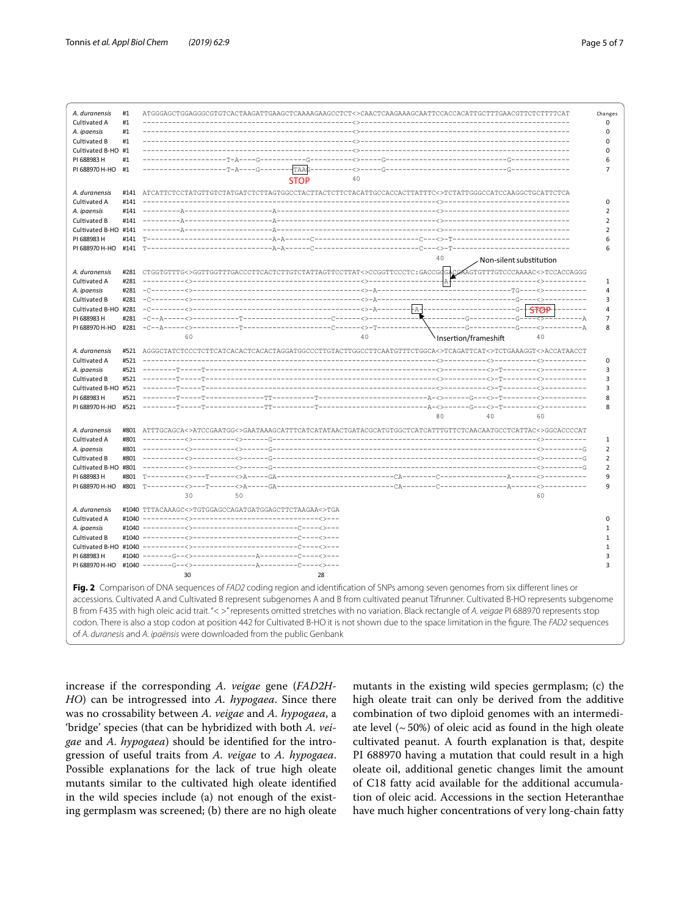**Fig. 2** Comparison of DNA sequences of *FAD2* coding region and identification of SNPs among seven genomes from six different lines or accessions. Cultivated A and Cultivated B represent subgenomes A and B from cultivated peanut Tifrunner. Cultivated B-HO represents subgenome B from F435 with high oleic acid trait. "< >" represents omitted stretches with no variation. Black rectangle of *A. veigae* PI 688970 represents stop codon. There is also a stop codon at position 442 for Cultivated B-HO it is not shown due to the space limitation in the figure. The *FAD2* sequences of *A. duranesis* and *A. ipaënsis* were downloaded from the public Genbank

increase if the corresponding *A. veigae* gene (*FAD2H-HO*) can be introgressed into *A. hypogaea*. Since there was no crossability between *A. veigae* and *A. hypogaea*, a 'bridge' species (that can be hybridized with both *A. veigae* and *A. hypogaea*) should be identified for the introgression of useful traits from *A. veigae* to *A. hypogaea*. Possible explanations for the lack of true high oleate mutants similar to the cultivated high oleate identified in the wild species include (a) not enough of the existing germplasm was screened; (b) there are no high oleate mutants in the existing wild species germplasm; (c) the high oleate trait can only be derived from the additive combination of two diploid genomes with an intermediate level (~ 50%) of oleic acid as found in the high oleate cultivated peanut. A fourth explanation is that, despite PI 688970 having a mutation that could result in a high oleate oil, additional genetic changes limit the amount of C18 fatty acid available for the additional accumulation of oleic acid. Accessions in the section Heteranthae have much higher concentrations of very long-chain fatty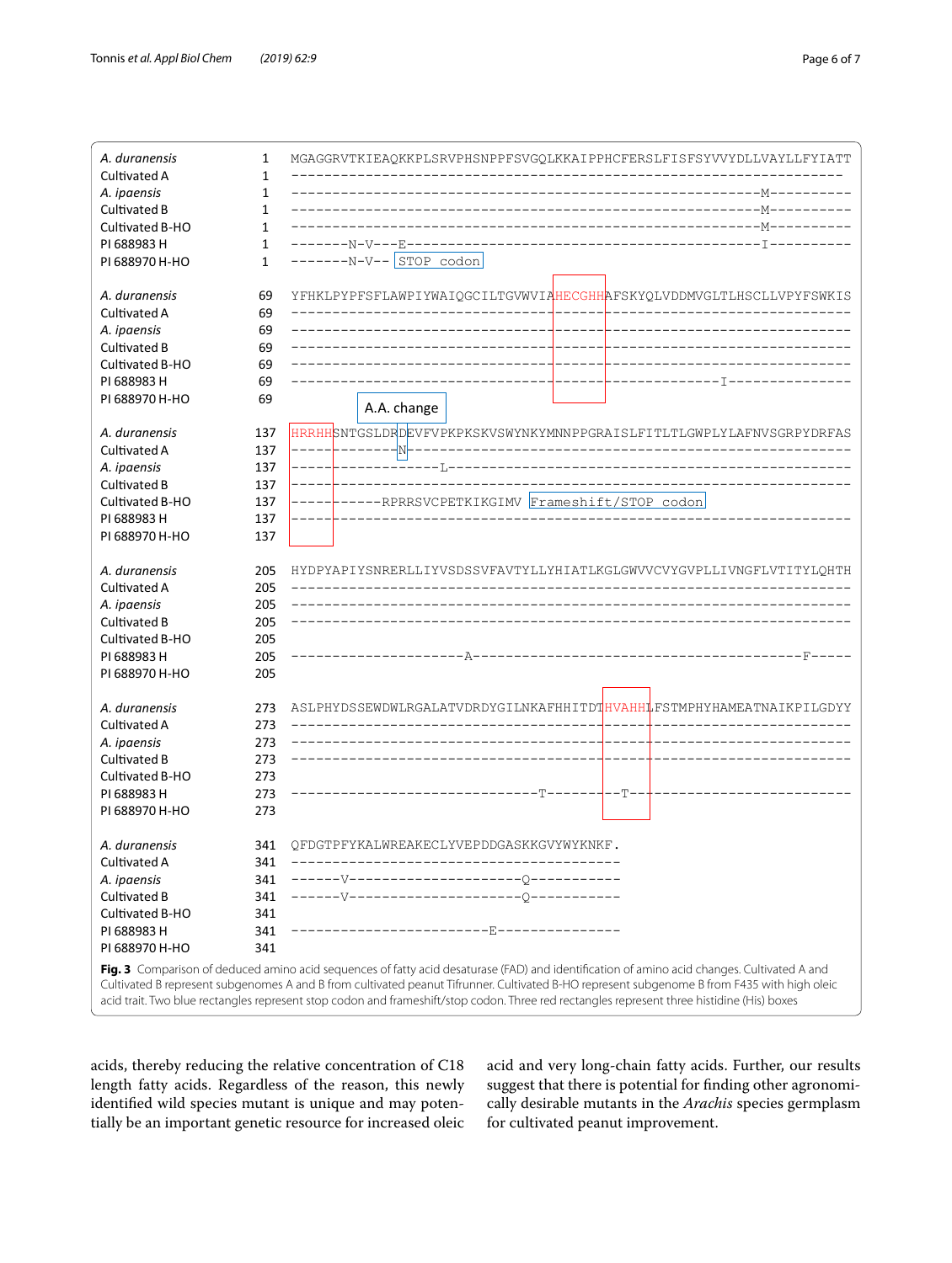```
A. duranensis      1   MGAGGRVTKIEAQKKPLSRVPHSNPPFSVGQLKKAIPPHCFERSLFISFSYVVYDLLVAYLLFYIATT
Cultivated A       1   ------------------------------------------------------------------
A. ipaensis        1   ---------------------------------------------------------M----------
Cultivated B       1   ---------------------------------------------------------M----------
Cultivated B-HO    1   ---------------------------------------------------------M----------
PI 688983 H        1   -------N-V---E-------------------------------------------I----------
PI 688970 H-HO     1   -------N-V-- STOP codon

A. duranensis      69  YFHKLPYPFSFLAWPIYWAIQGCILTGVWVIAHECGHHAFSKYQLVDDMVGLTLHSCLLVPYFSWKIS
Cultivated A       69  --------------------------------------------------------------------
A. ipaensis        69  --------------------------------------------------------------------
Cultivated B       69  --------------------------------------------------------------------
Cultivated B-HO    69  --------------------------------------------------------------------
PI 688983 H        69  ----------------------------------------------------I---------------
PI 688970 H-HO     69
                                            A.A. change
A. duranensis      137 HRRHHSNTGSLDRDEVFVPKPKSKVSWYNKYMNNPPGRAISLFITLTLGWPLYLAFNVSGRPYDRFAS
Cultivated A       137 -------------N------------------------------------------------------
A. ipaensis        137 ------------------L-------------------------------------------------
Cultivated B       137 --------------------------------------------------------------------
Cultivated B-HO    137 ----------RPRRSVCPETKIKGIMV Frameshift/STOP codon
PI 688983 H        137 --------------------------------------------------------------------
PI 688970 H-HO     137

A. duranensis      205 HYDPYAPIYSNRERLLIYVSDSSVFAVTYLLYHIATLKGLGWVVCVYGVPLLIVNGFLVTITYLQHTH
Cultivated A       205 --------------------------------------------------------------------
A. ipaensis        205 --------------------------------------------------------------------
Cultivated B       205 --------------------------------------------------------------------
Cultivated B-HO    205
PI 688983 H        205 ---------------------A----------------------------------------F-----
PI 688970 H-HO     205

A. duranensis      273 ASLPHYDSSEWDWLRGALATVDRDYGILNKAFHHITDTHVAHHLFSTMPHYHAMEATNAIKPILGDYY
Cultivated A       273 --------------------------------------------------------------------
A. ipaensis        273 --------------------------------------------------------------------
Cultivated B       273 --------------------------------------------------------------------
Cultivated B-HO    273
PI 688983 H        273 ------------------------------T---------T---------------------------
PI 688970 H-HO     273

A. duranensis      341 QFDGTPFYKALWREAKECLYVEPDDGASKKGVYWYKNKF.
Cultivated A       341 ---------------------------------------
A. ipaensis        341 ------V---------------------Q----------
Cultivated B       341 ------V---------------------Q----------
Cultivated B-HO    341
PI 688983 H        341 ------------------------E--------------
PI 688970 H-HO     341
```

**Fig. 3** Comparison of deduced amino acid sequences of fatty acid desaturase (FAD) and identification of amino acid changes. Cultivated A and Cultivated B represent subgenomes A and B from cultivated peanut Tifrunner. Cultivated B-HO represent subgenome B from F435 with high oleic acid trait. Two blue rectangles represent stop codon and frameshift/stop codon. Three red rectangles represent three histidine (His) boxes

acids, thereby reducing the relative concentration of C18 length fatty acids. Regardless of the reason, this newly identified wild species mutant is unique and may potentially be an important genetic resource for increased oleic acid and very long-chain fatty acids. Further, our results suggest that there is potential for finding other agronomically desirable mutants in the *Arachis* species germplasm for cultivated peanut improvement.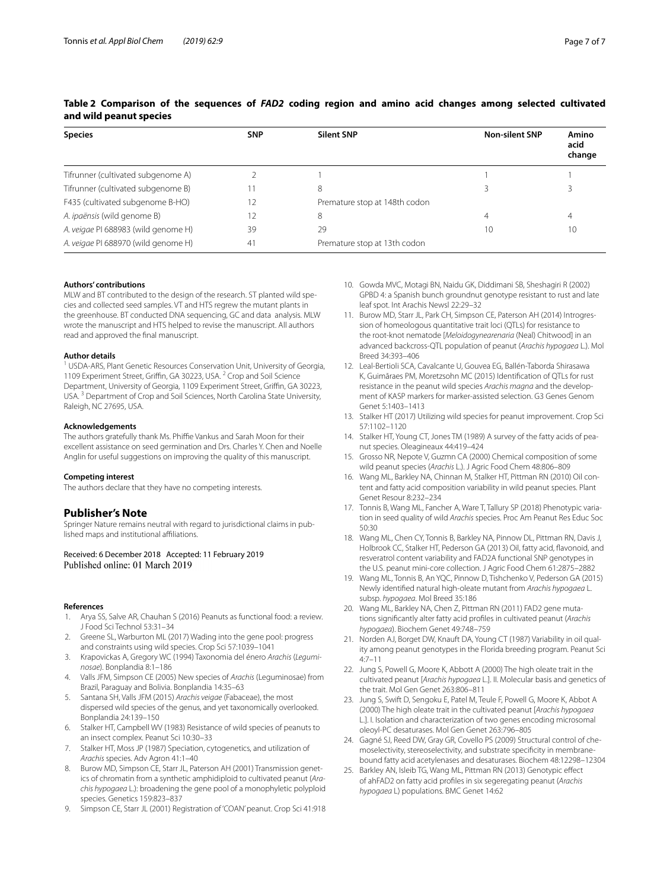**Table 2 Comparison of the sequences of *FAD2* coding region and amino acid changes among selected cultivated and wild peanut species**

| Species | SNP | Silent SNP | Non-silent SNP | Amino acid change |
|---|---|---|---|---|
| Tifrunner (cultivated subgenome A) | 2 | 1 | 1 | 1 |
| Tifrunner (cultivated subgenome B) | 11 | 8 | 3 | 3 |
| F435 (cultivated subgenome B-HO) | 12 | Premature stop at 148th codon | | |
| *A. ipaënsis* (wild genome B) | 12 | 8 | 4 | 4 |
| *A. veigae* PI 688983 (wild genome H) | 39 | 29 | 10 | 10 |
| *A. veigae* PI 688970 (wild genome H) | 41 | Premature stop at 13th codon | | |

#### Authors' contributions

MLW and BT contributed to the design of the research. ST planted wild species and collected seed samples. VT and HTS regrew the mutant plants in the greenhouse. BT conducted DNA sequencing, GC and data analysis. MLW wrote the manuscript and HTS helped to revise the manuscript. All authors read and approved the final manuscript.

#### Author details

[1] USDA-ARS, Plant Genetic Resources Conservation Unit, University of Georgia, 1109 Experiment Street, Griffin, GA 30223, USA. [2] Crop and Soil Science Department, University of Georgia, 1109 Experiment Street, Griffin, GA 30223, USA. [3] Department of Crop and Soil Sciences, North Carolina State University, Raleigh, NC 27695, USA.

#### Acknowledgements

The authors gratefully thank Ms. Phiffie Vankus and Sarah Moon for their excellent assistance on seed germination and Drs. Charles Y. Chen and Noelle Anglin for useful suggestions on improving the quality of this manuscript.

#### Competing interest

The authors declare that they have no competing interests.

## Publisher's Note

Springer Nature remains neutral with regard to jurisdictional claims in published maps and institutional affiliations.

Received: 6 December 2018 Accepted: 11 February 2019
Published online: 01 March 2019

#### References

1. Arya SS, Salve AR, Chauhan S (2016) Peanuts as functional food: a review. J Food Sci Technol 53:31–34
2. Greene SL, Warburton ML (2017) Wading into the gene pool: progress and constraints using wild species. Crop Sci 57:1039–1041
3. Krapovickas A, Gregory WC (1994) Taxonomia del énero *Arachis* (*Leguminosae*). Bonplandia 8:1–186
4. Valls JFM, Simpson CE (2005) New species of *Arachis* (Leguminosae) from Brazil, Paraguay and Bolivia. Bonplandia 14:35–63
5. Santana SH, Valls JFM (2015) *Arachis veigae* (Fabaceae), the most dispersed wild species of the genus, and yet taxonomically overlooked. Bonplandia 24:139–150
6. Stalker HT, Campbell WV (1983) Resistance of wild species of peanuts to an insect complex. Peanut Sci 10:30–33
7. Stalker HT, Moss JP (1987) Speciation, cytogenetics, and utilization of *Arachis* species. Adv Agron 41:1–40
8. Burow MD, Simpson CE, Starr JL, Paterson AH (2001) Transmission genetics of chromatin from a synthetic amphidiploid to cultivated peanut (*Arachis hypogaea* L.): broadening the gene pool of a monophyletic polyploid species. Genetics 159:823–837
9. Simpson CE, Starr JL (2001) Registration of 'COAN' peanut. Crop Sci 41:918
10. Gowda MVC, Motagi BN, Naidu GK, Diddimani SB, Sheshagiri R (2002) GPBD 4: a Spanish bunch groundnut genotype resistant to rust and late leaf spot. Int Arachis Newsl 22:29–32
11. Burow MD, Starr JL, Park CH, Simpson CE, Paterson AH (2014) Introgression of homeologous quantitative trait loci (QTLs) for resistance to the root-knot nematode [*Meloidogynearenaria* (Neal) Chitwood] in an advanced backcross-QTL population of peanut (*Arachis hypogaea* L.). Mol Breed 34:393–406
12. Leal-Bertioli SCA, Cavalcante U, Gouvea EG, Ballén-Taborda Shirasawa K, Guimãraes PM, Moretzsohn MC (2015) Identification of QTLs for rust resistance in the peanut wild species *Arachis magna* and the development of KASP markers for marker-assisted selection. G3 Genes Genom Genet 5:1403–1413
13. Stalker HT (2017) Utilizing wild species for peanut improvement. Crop Sci 57:1102–1120
14. Stalker HT, Young CT, Jones TM (1989) A survey of the fatty acids of peanut species. Oleagineaux 44:419–424
15. Grosso NR, Nepote V, Guzmn CA (2000) Chemical composition of some wild peanut species (*Arachis* L.). J Agric Food Chem 48:806–809
16. Wang ML, Barkley NA, Chinnan M, Stalker HT, Pittman RN (2010) Oil content and fatty acid composition variability in wild peanut species. Plant Genet Resour 8:232–234
17. Tonnis B, Wang ML, Fancher A, Ware T, Tallury SP (2018) Phenotypic variation in seed quality of wild *Arachis* species. Proc Am Peanut Res Educ Soc 50:30
18. Wang ML, Chen CY, Tonnis B, Barkley NA, Pinnow DL, Pittman RN, Davis J, Holbrook CC, Stalker HT, Pederson GA (2013) Oil, fatty acid, flavonoid, and resveratrol content variability and FAD2A functional SNP genotypes in the U.S. peanut mini-core collection. J Agric Food Chem 61:2875–2882
19. Wang ML, Tonnis B, An YQC, Pinnow D, Tishchenko V, Pederson GA (2015) Newly identified natural high-oleate mutant from *Arachis hypogaea* L. subsp. *hypogaea*. Mol Breed 35:186
20. Wang ML, Barkley NA, Chen Z, Pittman RN (2011) FAD2 gene mutations significantly alter fatty acid profiles in cultivated peanut (*Arachis hypogaea*). Biochem Genet 49:748–759
21. Norden AJ, Borget DW, Knauft DA, Young CT (1987) Variability in oil quality among peanut genotypes in the Florida breeding program. Peanut Sci 4:7–11
22. Jung S, Powell G, Moore K, Abbott A (2000) The high oleate trait in the cultivated peanut [*Arachis hypogaea* L.]. II. Molecular basis and genetics of the trait. Mol Gen Genet 263:806–811
23. Jung S, Swift D, Sengoku E, Patel M, Teule F, Powell G, Moore K, Abbot A (2000) The high oleate trait in the cultivated peanut [*Arachis hypogaea* L.]. I. Isolation and characterization of two genes encoding microsomal oleoyl-PC desaturases. Mol Gen Genet 263:796–805
24. Gagné SJ, Reed DW, Gray GR, Covello PS (2009) Structural control of chemoselectivity, stereoselectivity, and substrate specificity in membrane-bound fatty acid acetylenases and desaturases. Biochem 48:12298–12304
25. Barkley AN, Isleib TG, Wang ML, Pittman RN (2013) Genotypic effect of ahFAD2 on fatty acid profiles in six segeregating peanut (*Arachis hypogaea* L) populations. BMC Genet 14:62